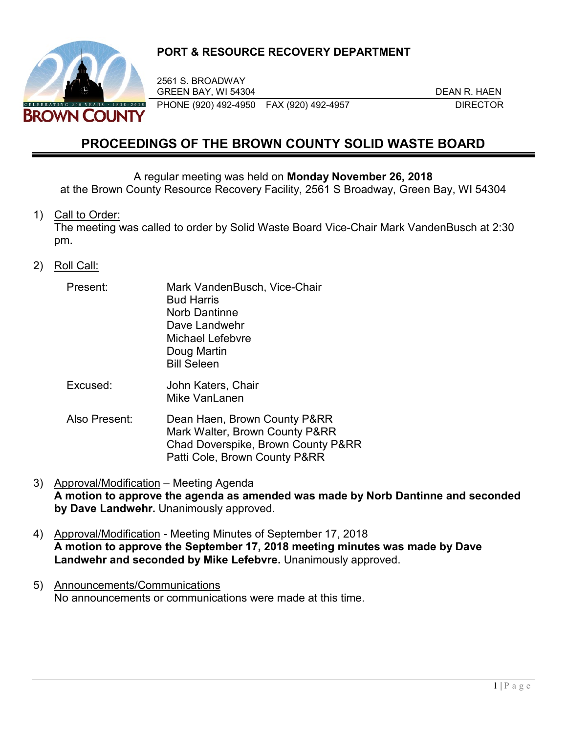**PORT & RESOURCE RECOVERY DEPARTMENT**

2561 S. BROADWAY
GREEN BAY, WI 54304
PHONE (920) 492-4950 FAX (920) 492-4957

DEAN R. HAEN
DIRECTOR

# PROCEEDINGS OF THE BROWN COUNTY SOLID WASTE BOARD

A regular meeting was held on **Monday November 26, 2018**
at the Brown County Resource Recovery Facility, 2561 S Broadway, Green Bay, WI 54304

1) Call to Order:
The meeting was called to order by Solid Waste Board Vice-Chair Mark VandenBusch at 2:30 pm.

2) Roll Call:

   Present: Mark VandenBusch, Vice-Chair
   Bud Harris
   Norb Dantinne
   Dave Landwehr
   Michael Lefebvre
   Doug Martin
   Bill Seleen

   Excused: John Katers, Chair
   Mike VanLanen

   Also Present: Dean Haen, Brown County P&RR
   Mark Walter, Brown County P&RR
   Chad Doverspike, Brown County P&RR
   Patti Cole, Brown County P&RR

3) Approval/Modification – Meeting Agenda
**A motion to approve the agenda as amended was made by Norb Dantinne and seconded by Dave Landwehr.** Unanimously approved.

4) Approval/Modification - Meeting Minutes of September 17, 2018
**A motion to approve the September 17, 2018 meeting minutes was made by Dave Landwehr and seconded by Mike Lefebvre.** Unanimously approved.

5) Announcements/Communications
No announcements or communications were made at this time.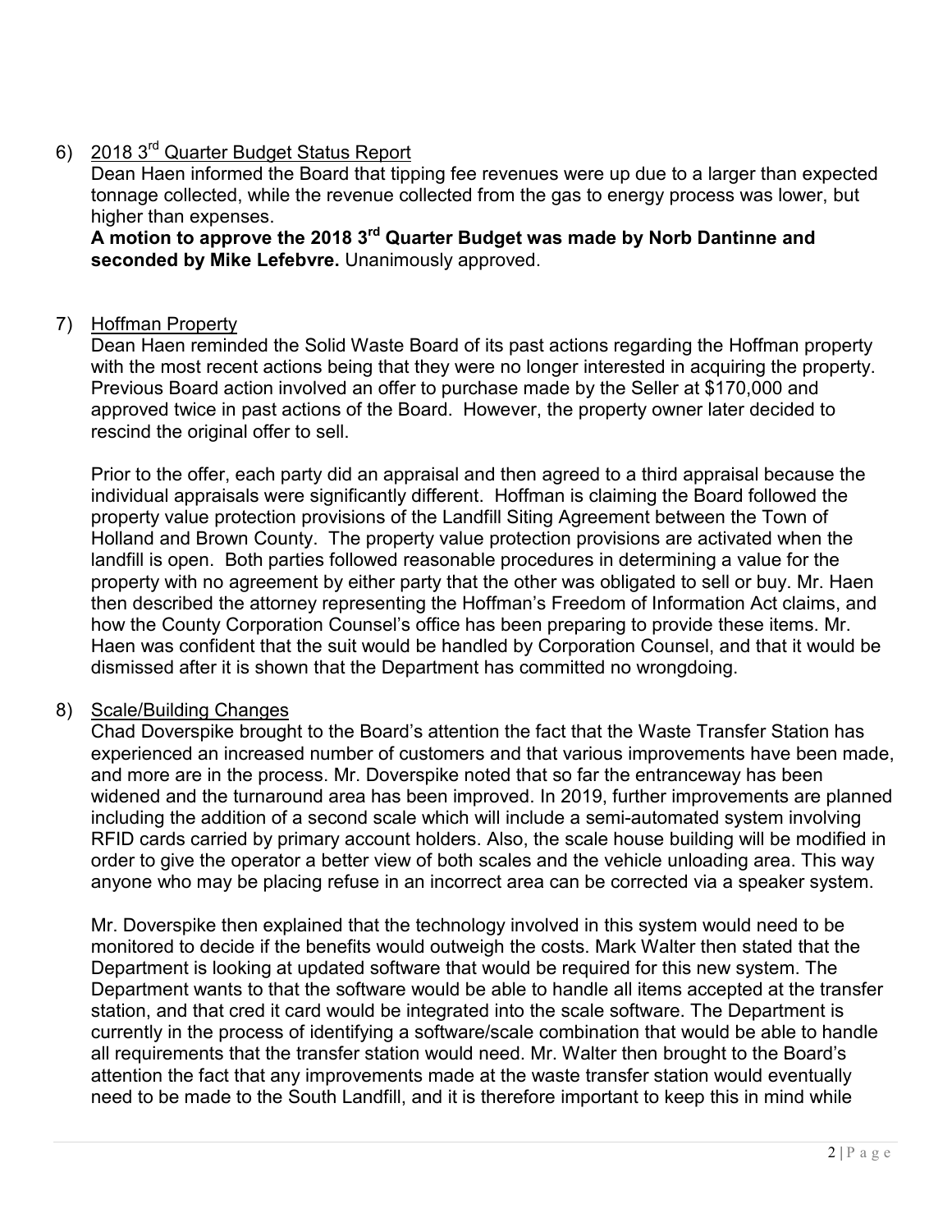6) <u>2018 3rd Quarter Budget Status Report</u>

Dean Haen informed the Board that tipping fee revenues were up due to a larger than expected tonnage collected, while the revenue collected from the gas to energy process was lower, but higher than expenses.

**A motion to approve the 2018 3rd Quarter Budget was made by Norb Dantinne and seconded by Mike Lefebvre.** Unanimously approved.

7) <u>Hoffman Property</u>

Dean Haen reminded the Solid Waste Board of its past actions regarding the Hoffman property with the most recent actions being that they were no longer interested in acquiring the property. Previous Board action involved an offer to purchase made by the Seller at $170,000 and approved twice in past actions of the Board. However, the property owner later decided to rescind the original offer to sell.

Prior to the offer, each party did an appraisal and then agreed to a third appraisal because the individual appraisals were significantly different. Hoffman is claiming the Board followed the property value protection provisions of the Landfill Siting Agreement between the Town of Holland and Brown County. The property value protection provisions are activated when the landfill is open. Both parties followed reasonable procedures in determining a value for the property with no agreement by either party that the other was obligated to sell or buy. Mr. Haen then described the attorney representing the Hoffman's Freedom of Information Act claims, and how the County Corporation Counsel's office has been preparing to provide these items. Mr. Haen was confident that the suit would be handled by Corporation Counsel, and that it would be dismissed after it is shown that the Department has committed no wrongdoing.

8) <u>Scale/Building Changes</u>

Chad Doverspike brought to the Board's attention the fact that the Waste Transfer Station has experienced an increased number of customers and that various improvements have been made, and more are in the process. Mr. Doverspike noted that so far the entranceway has been widened and the turnaround area has been improved. In 2019, further improvements are planned including the addition of a second scale which will include a semi-automated system involving RFID cards carried by primary account holders. Also, the scale house building will be modified in order to give the operator a better view of both scales and the vehicle unloading area. This way anyone who may be placing refuse in an incorrect area can be corrected via a speaker system.

Mr. Doverspike then explained that the technology involved in this system would need to be monitored to decide if the benefits would outweigh the costs. Mark Walter then stated that the Department is looking at updated software that would be required for this new system. The Department wants to that the software would be able to handle all items accepted at the transfer station, and that cred it card would be integrated into the scale software. The Department is currently in the process of identifying a software/scale combination that would be able to handle all requirements that the transfer station would need. Mr. Walter then brought to the Board's attention the fact that any improvements made at the waste transfer station would eventually need to be made to the South Landfill, and it is therefore important to keep this in mind while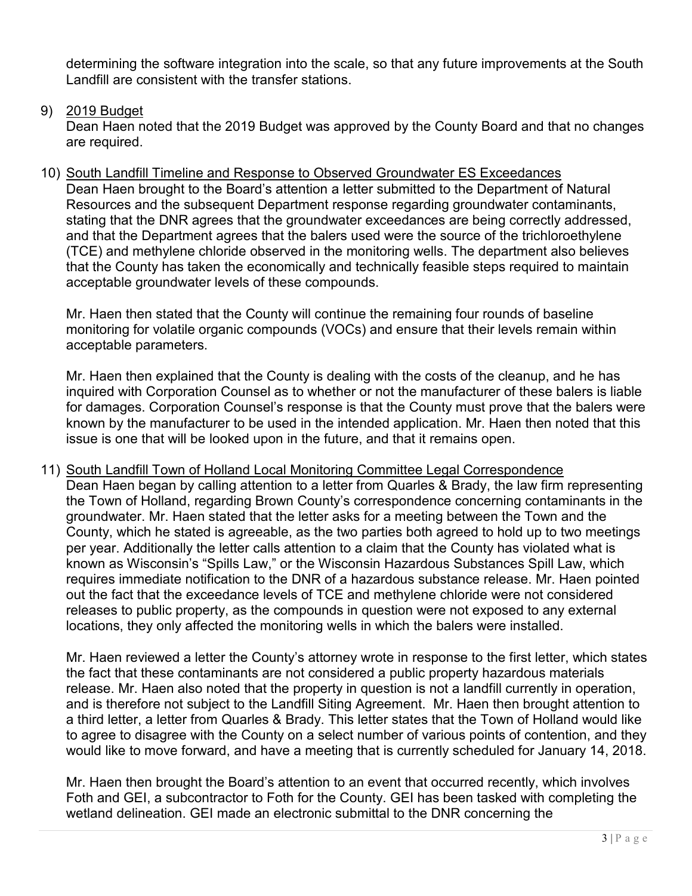determining the software integration into the scale, so that any future improvements at the South Landfill are consistent with the transfer stations.

9) <u>2019 Budget</u>
   Dean Haen noted that the 2019 Budget was approved by the County Board and that no changes are required.

10) <u>South Landfill Timeline and Response to Observed Groundwater ES Exceedances</u>
    Dean Haen brought to the Board's attention a letter submitted to the Department of Natural Resources and the subsequent Department response regarding groundwater contaminants, stating that the DNR agrees that the groundwater exceedances are being correctly addressed, and that the Department agrees that the balers used were the source of the trichloroethylene (TCE) and methylene chloride observed in the monitoring wells. The department also believes that the County has taken the economically and technically feasible steps required to maintain acceptable groundwater levels of these compounds.

    Mr. Haen then stated that the County will continue the remaining four rounds of baseline monitoring for volatile organic compounds (VOCs) and ensure that their levels remain within acceptable parameters.

    Mr. Haen then explained that the County is dealing with the costs of the cleanup, and he has inquired with Corporation Counsel as to whether or not the manufacturer of these balers is liable for damages. Corporation Counsel's response is that the County must prove that the balers were known by the manufacturer to be used in the intended application. Mr. Haen then noted that this issue is one that will be looked upon in the future, and that it remains open.

11) <u>South Landfill Town of Holland Local Monitoring Committee Legal Correspondence</u>
    Dean Haen began by calling attention to a letter from Quarles & Brady, the law firm representing the Town of Holland, regarding Brown County's correspondence concerning contaminants in the groundwater. Mr. Haen stated that the letter asks for a meeting between the Town and the County, which he stated is agreeable, as the two parties both agreed to hold up to two meetings per year. Additionally the letter calls attention to a claim that the County has violated what is known as Wisconsin's "Spills Law," or the Wisconsin Hazardous Substances Spill Law, which requires immediate notification to the DNR of a hazardous substance release. Mr. Haen pointed out the fact that the exceedance levels of TCE and methylene chloride were not considered releases to public property, as the compounds in question were not exposed to any external locations, they only affected the monitoring wells in which the balers were installed.

    Mr. Haen reviewed a letter the County's attorney wrote in response to the first letter, which states the fact that these contaminants are not considered a public property hazardous materials release. Mr. Haen also noted that the property in question is not a landfill currently in operation, and is therefore not subject to the Landfill Siting Agreement. Mr. Haen then brought attention to a third letter, a letter from Quarles & Brady. This letter states that the Town of Holland would like to agree to disagree with the County on a select number of various points of contention, and they would like to move forward, and have a meeting that is currently scheduled for January 14, 2018.

    Mr. Haen then brought the Board's attention to an event that occurred recently, which involves Foth and GEI, a subcontractor to Foth for the County. GEI has been tasked with completing the wetland delineation. GEI made an electronic submittal to the DNR concerning the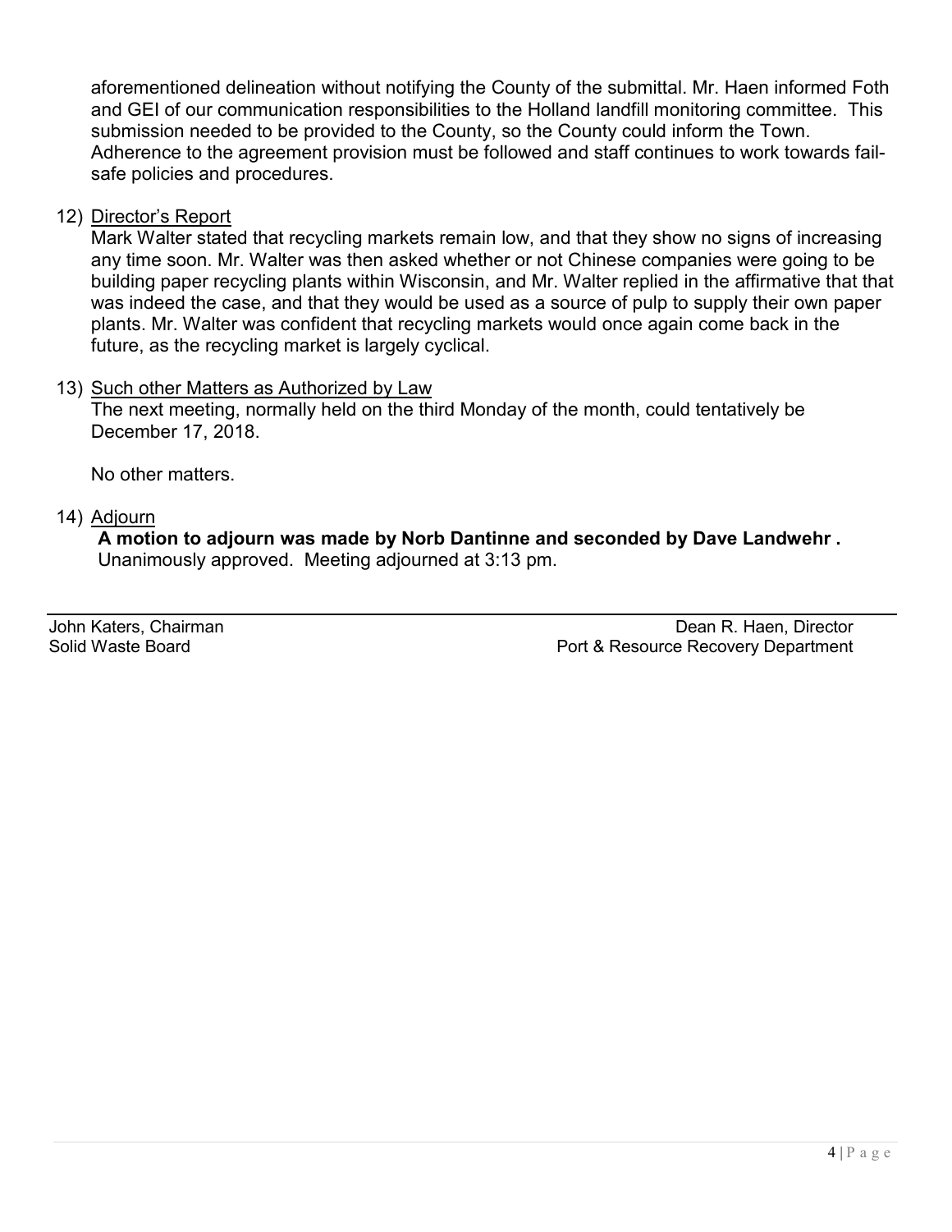aforementioned delineation without notifying the County of the submittal. Mr. Haen informed Foth and GEI of our communication responsibilities to the Holland landfill monitoring committee. This submission needed to be provided to the County, so the County could inform the Town. Adherence to the agreement provision must be followed and staff continues to work towards fail-safe policies and procedures.

12) Director's Report

Mark Walter stated that recycling markets remain low, and that they show no signs of increasing any time soon. Mr. Walter was then asked whether or not Chinese companies were going to be building paper recycling plants within Wisconsin, and Mr. Walter replied in the affirmative that that was indeed the case, and that they would be used as a source of pulp to supply their own paper plants. Mr. Walter was confident that recycling markets would once again come back in the future, as the recycling market is largely cyclical.

13) Such other Matters as Authorized by Law

The next meeting, normally held on the third Monday of the month, could tentatively be December 17, 2018.

No other matters.

14) Adjourn

**A motion to adjourn was made by Norb Dantinne and seconded by Dave Landwehr .** Unanimously approved. Meeting adjourned at 3:13 pm.

John Katers, Chairman
Solid Waste Board

Dean R. Haen, Director
Port & Resource Recovery Department